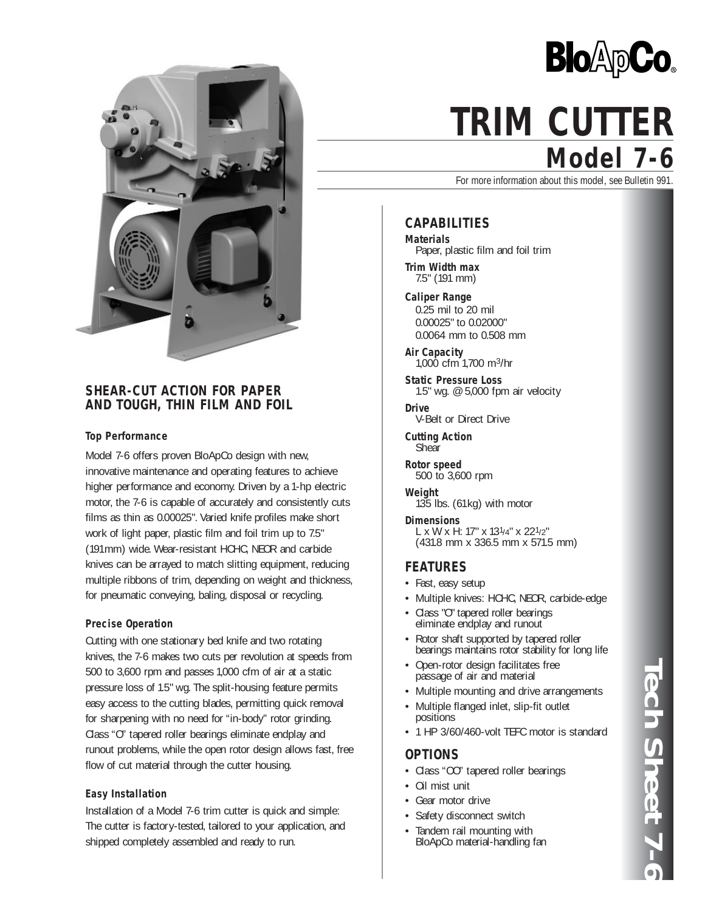# BloApCo®

# TRIM CUTTER

## Model 7-6

For more information about this model, see Bulletin 991.

### SHEAR-CUT ACTION FOR PAPER AND TOUGH, THIN FILM AND FOIL

#### Top Performance

Model 7-6 offers proven BloApCo design with new, innovative maintenance and operating features to achieve higher performance and economy. Driven by a 1-hp electric motor, the 7-6 is capable of accurately and consistently cuts films as thin as 0.00025". Varied knife profiles make short work of light paper, plastic film and foil trim up to 7.5" (191mm) wide. Wear-resistant HCHC, NEOR and carbide knives can be arrayed to match slitting equipment, reducing multiple ribbons of trim, depending on weight and thickness, for pneumatic conveying, baling, disposal or recycling.

#### Precise Operation

Cutting with one stationary bed knife and two rotating knives, the 7-6 makes two cuts per revolution at speeds from 500 to 3,600 rpm and passes 1,000 cfm of air at a static pressure loss of 1.5" wg. The split-housing feature permits easy access to the cutting blades, permitting quick removal for sharpening with no need for "in-body" rotor grinding. Class "O" tapered roller bearings eliminate endplay and runout problems, while the open rotor design allows fast, free flow of cut material through the cutter housing.

#### Easy Installation

Installation of a Model 7-6 trim cutter is quick and simple: The cutter is factory-tested, tailored to your application, and shipped completely assembled and ready to run.

### CAPABILITIES

**Materials**
Paper, plastic film and foil trim

**Trim Width max**
7.5" (191 mm)

**Caliper Range**
0.25 mil to 20 mil
0.00025" to 0.02000"
0.0064 mm to 0.508 mm

**Air Capacity**
1,000 cfm 1,700 $m^3$/hr

**Static Pressure Loss**
1.5" wg. @ 5,000 fpm air velocity

**Drive**
V-Belt or Direct Drive

**Cutting Action**
Shear

**Rotor speed**
500 to 3,600 rpm

**Weight**
135 lbs. (61kg) with motor

**Dimensions**
L x W x H: 17" x 13$\frac{1}{4}$" x 22$\frac{1}{2}$"
(431.8 mm x 336.5 mm x 571.5 mm)

### FEATURES

- Fast, easy setup
- Multiple knives: HCHC, NEOR, carbide-edge
- Class "O" tapered roller bearings eliminate endplay and runout
- Rotor shaft supported by tapered roller bearings maintains rotor stability for long life
- Open-rotor design facilitates free passage of air and material
- Multiple mounting and drive arrangements
- Multiple flanged inlet, slip-fit outlet positions
- 1 HP 3/60/460-volt TEFC motor is standard

### OPTIONS

- Class "OO" tapered roller bearings
- Oil mist unit
- Gear motor drive
- Safety disconnect switch
- Tandem rail mounting with BloApCo material-handling fan

Tech Sheet 7-6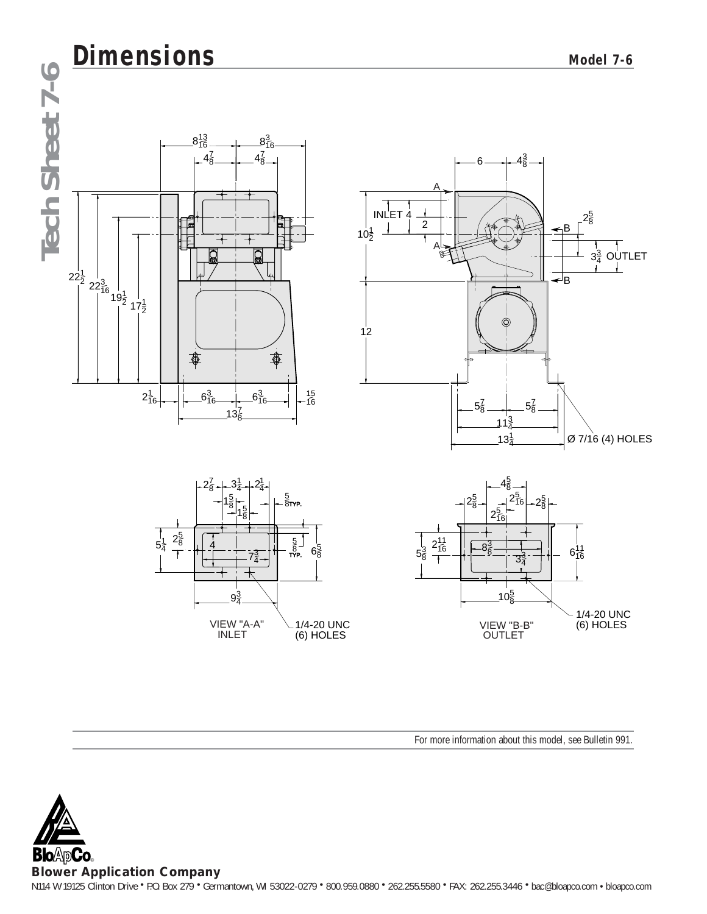# Dimensions

Model 7-6

$8\frac{13}{16}$ $8\frac{3}{16}$

$4\frac{7}{8}$ $4\frac{7}{8}$

$22\frac{1}{2}$ $22\frac{3}{16}$ $19\frac{1}{2}$ $17\frac{1}{2}$

$2\frac{1}{16}$ $6\frac{3}{16}$ $6\frac{3}{16}$ $\frac{15}{16}$

$13\frac{7}{8}$

6 $4\frac{3}{8}$

A

INLET 4

2

$10\frac{1}{2}$

A

B

$2\frac{5}{8}$

$3\frac{3}{4}$ OUTLET

B

12

$5\frac{7}{8}$ $5\frac{7}{8}$

$11\frac{3}{4}$

$13\frac{1}{4}$

Ø 7/16 (4) HOLES

$2\frac{7}{8}$ $3\frac{1}{4}$ $2\frac{1}{4}$

$1\frac{5}{8}$ $1\frac{5}{8}$

$\frac{5}{8}$ TYP.

$5\frac{1}{4}$ $2\frac{5}{8}$ 4 $7\frac{3}{4}$ $\frac{5}{8}$ TYP. $6\frac{5}{8}$

$9\frac{3}{4}$

VIEW "A-A" INLET

1/4-20 UNC (6) HOLES

$4\frac{5}{8}$

$2\frac{5}{8}$ $2\frac{5}{16}$ $2\frac{5}{8}$

$2\frac{5}{16}$

$5\frac{3}{8}$ $2\frac{11}{16}$ $8\frac{3}{8}$ $3\frac{3}{4}$ $6\frac{11}{16}$

$10\frac{5}{8}$

VIEW "B-B" OUTLET

1/4-20 UNC (6) HOLES

For more information about this model, see Bulletin 991.

BloApCo.

**Blower Application Company**

N114 W19125 Clinton Drive • P.O. Box 279 • Germantown, WI 53022-0279 • 800.959.0880 • 262.255.5580 • FAX: 262.255.3446 • bac@bloapco.com • bloapco.com